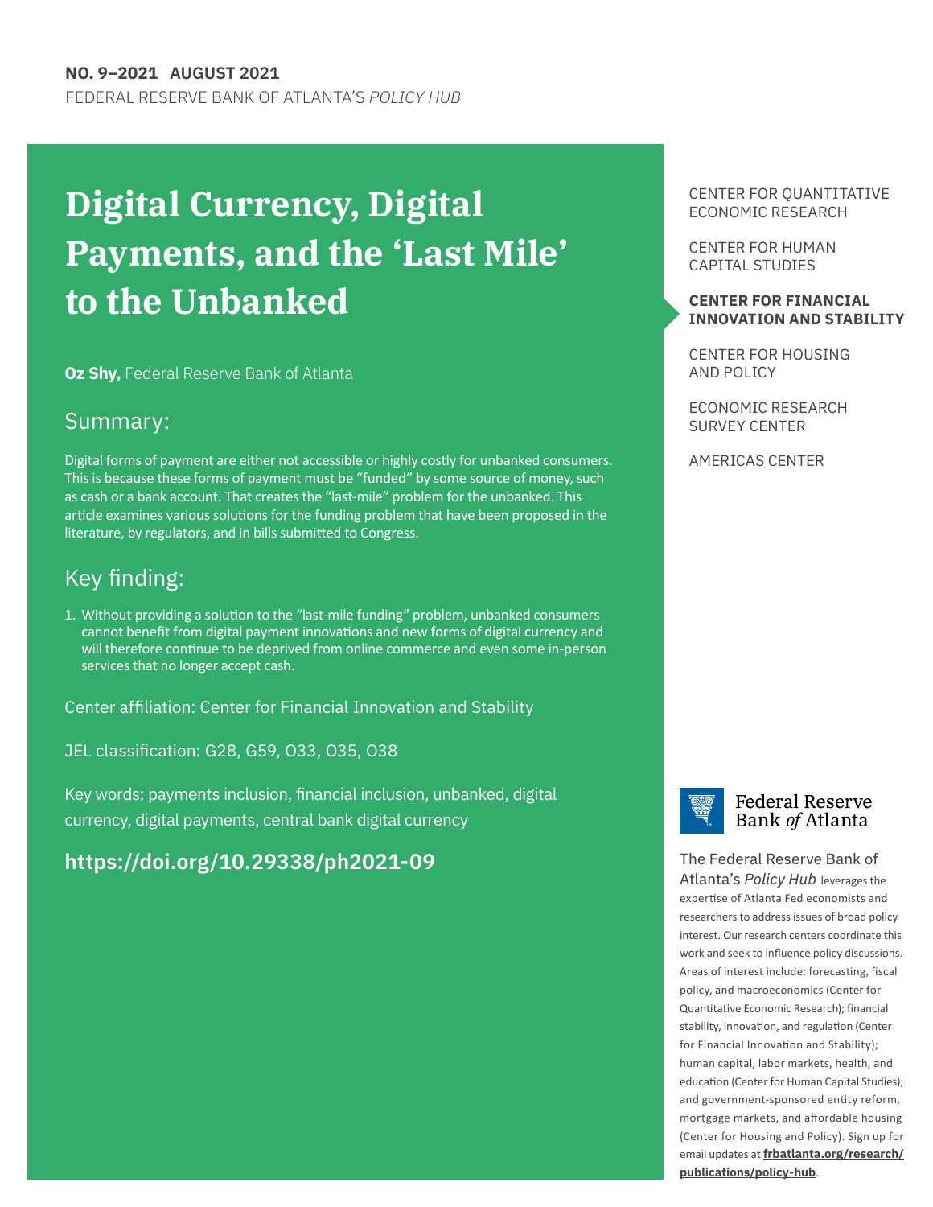**NO. 9–2021 AUGUST 2021**
FEDERAL RESERVE BANK OF ATLANTA'S *POLICY HUB*

# Digital Currency, Digital Payments, and the 'Last Mile' to the Unbanked

**Oz Shy,** Federal Reserve Bank of Atlanta

## Summary:

Digital forms of payment are either not accessible or highly costly for unbanked consumers. This is because these forms of payment must be "funded" by some source of money, such as cash or a bank account. That creates the "last-mile" problem for the unbanked. This article examines various solutions for the funding problem that have been proposed in the literature, by regulators, and in bills submitted to Congress.

## Key finding:

1. Without providing a solution to the "last-mile funding" problem, unbanked consumers cannot benefit from digital payment innovations and new forms of digital currency and will therefore continue to be deprived from online commerce and even some in-person services that no longer accept cash.

Center affiliation: Center for Financial Innovation and Stability

JEL classification: G28, G59, O33, O35, O38

Key words: payments inclusion, financial inclusion, unbanked, digital currency, digital payments, central bank digital currency

**https://doi.org/10.29338/ph2021-09**

CENTER FOR QUANTITATIVE ECONOMIC RESEARCH

CENTER FOR HUMAN CAPITAL STUDIES

**CENTER FOR FINANCIAL INNOVATION AND STABILITY**

CENTER FOR HOUSING AND POLICY

ECONOMIC RESEARCH SURVEY CENTER

AMERICAS CENTER

Federal Reserve Bank *of* Atlanta

The Federal Reserve Bank of Atlanta's *Policy Hub* leverages the expertise of Atlanta Fed economists and researchers to address issues of broad policy interest. Our research centers coordinate this work and seek to influence policy discussions. Areas of interest include: forecasting, fiscal policy, and macroeconomics (Center for Quantitative Economic Research); financial stability, innovation, and regulation (Center for Financial Innovation and Stability); human capital, labor markets, health, and education (Center for Human Capital Studies); and government-sponsored entity reform, mortgage markets, and affordable housing (Center for Housing and Policy). Sign up for email updates at **frbatlanta.org/research/publications/policy-hub**.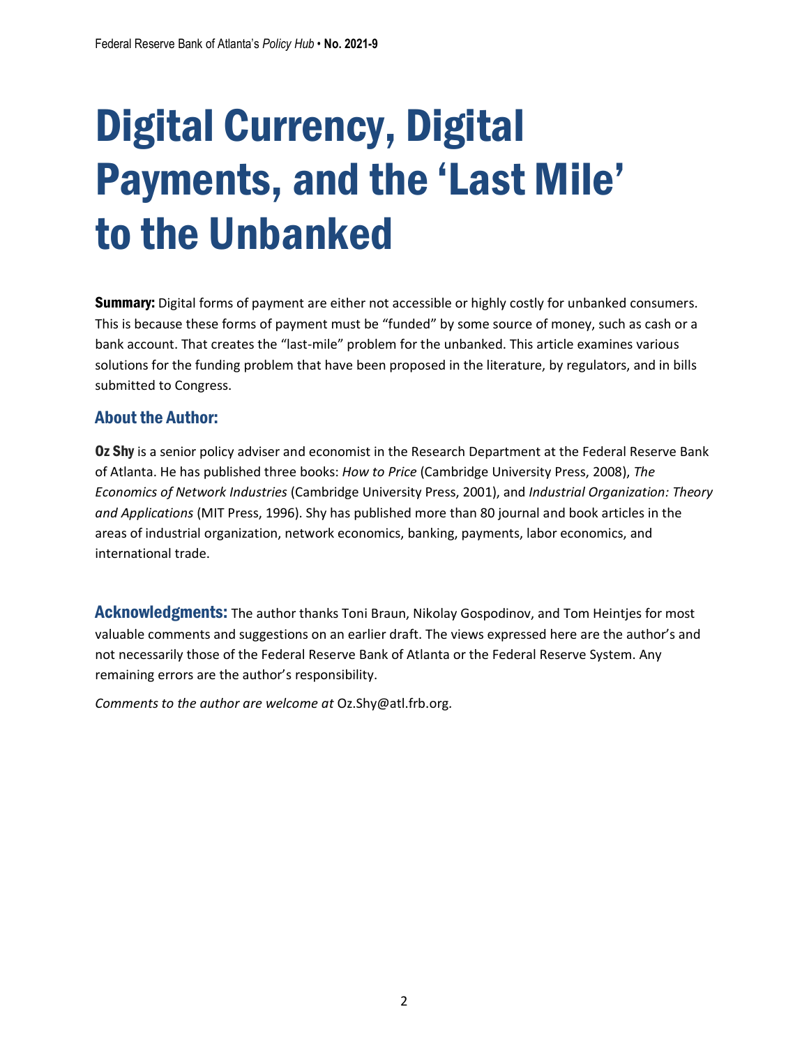# Digital Currency, Digital Payments, and the 'Last Mile' to the Unbanked

**Summary:** Digital forms of payment are either not accessible or highly costly for unbanked consumers. This is because these forms of payment must be "funded" by some source of money, such as cash or a bank account. That creates the "last-mile" problem for the unbanked. This article examines various solutions for the funding problem that have been proposed in the literature, by regulators, and in bills submitted to Congress.

## About the Author:

**Oz Shy** is a senior policy adviser and economist in the Research Department at the Federal Reserve Bank of Atlanta. He has published three books: *How to Price* (Cambridge University Press, 2008), *The Economics of Network Industries* (Cambridge University Press, 2001), and *Industrial Organization: Theory and Applications* (MIT Press, 1996). Shy has published more than 80 journal and book articles in the areas of industrial organization, network economics, banking, payments, labor economics, and international trade.

**Acknowledgments:** The author thanks Toni Braun, Nikolay Gospodinov, and Tom Heintjes for most valuable comments and suggestions on an earlier draft. The views expressed here are the author's and not necessarily those of the Federal Reserve Bank of Atlanta or the Federal Reserve System. Any remaining errors are the author's responsibility.

*Comments to the author are welcome at* Oz.Shy@atl.frb.org*.*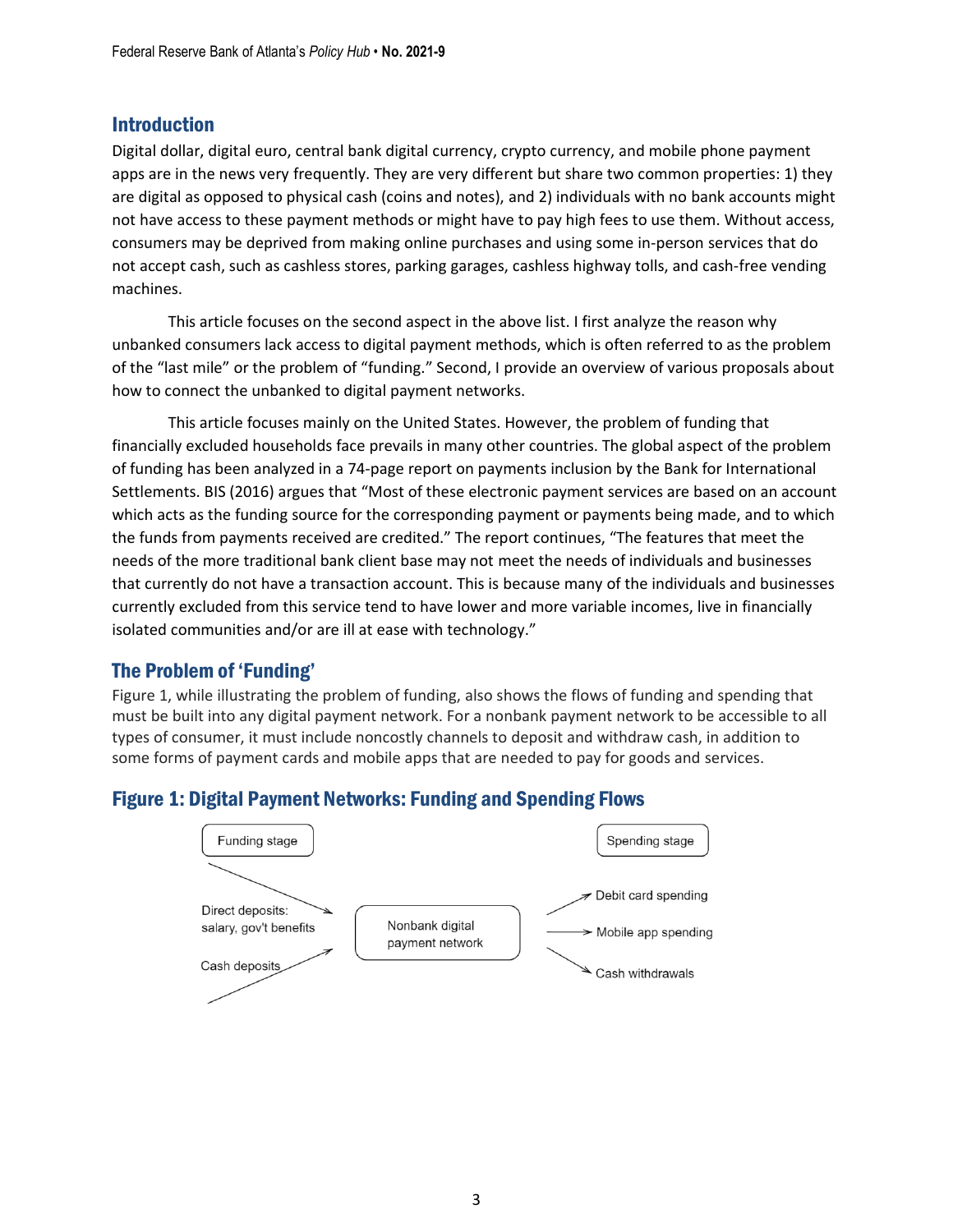## Introduction

Digital dollar, digital euro, central bank digital currency, crypto currency, and mobile phone payment apps are in the news very frequently. They are very different but share two common properties: 1) they are digital as opposed to physical cash (coins and notes), and 2) individuals with no bank accounts might not have access to these payment methods or might have to pay high fees to use them. Without access, consumers may be deprived from making online purchases and using some in-person services that do not accept cash, such as cashless stores, parking garages, cashless highway tolls, and cash-free vending machines.

This article focuses on the second aspect in the above list. I first analyze the reason why unbanked consumers lack access to digital payment methods, which is often referred to as the problem of the "last mile" or the problem of "funding." Second, I provide an overview of various proposals about how to connect the unbanked to digital payment networks.

This article focuses mainly on the United States. However, the problem of funding that financially excluded households face prevails in many other countries. The global aspect of the problem of funding has been analyzed in a 74-page report on payments inclusion by the Bank for International Settlements. BIS (2016) argues that "Most of these electronic payment services are based on an account which acts as the funding source for the corresponding payment or payments being made, and to which the funds from payments received are credited." The report continues, "The features that meet the needs of the more traditional bank client base may not meet the needs of individuals and businesses that currently do not have a transaction account. This is because many of the individuals and businesses currently excluded from this service tend to have lower and more variable incomes, live in financially isolated communities and/or are ill at ease with technology."

## The Problem of 'Funding'

Figure 1, while illustrating the problem of funding, also shows the flows of funding and spending that must be built into any digital payment network. For a nonbank payment network to be accessible to all types of consumer, it must include noncostly channels to deposit and withdraw cash, in addition to some forms of payment cards and mobile apps that are needed to pay for goods and services.

### Figure 1: Digital Payment Networks: Funding and Spending Flows

Funding stage

Direct deposits: salary, gov't benefits

Cash deposits

Nonbank digital payment network

Spending stage

Debit card spending

Mobile app spending

Cash withdrawals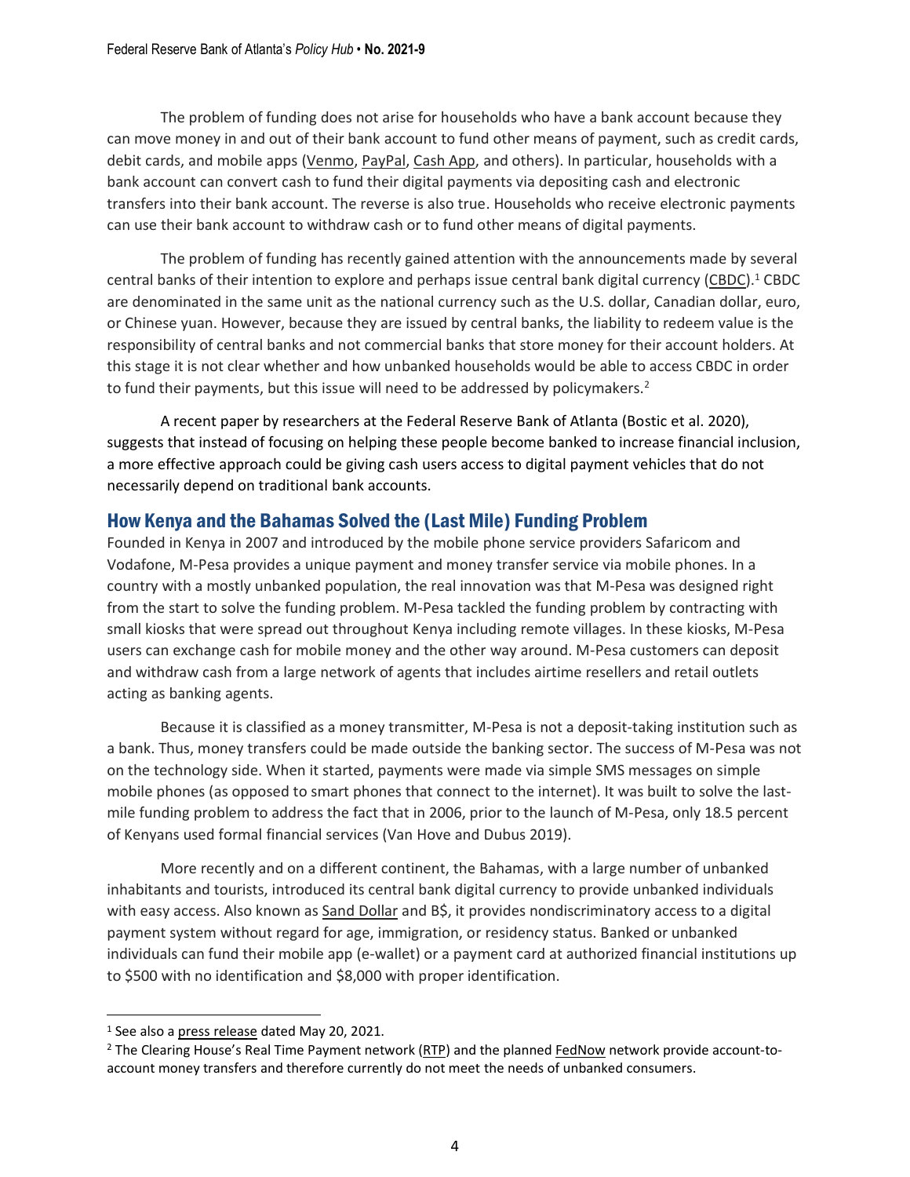The problem of funding does not arise for households who have a bank account because they can move money in and out of their bank account to fund other means of payment, such as credit cards, debit cards, and mobile apps (Venmo, PayPal, Cash App, and others). In particular, households with a bank account can convert cash to fund their digital payments via depositing cash and electronic transfers into their bank account. The reverse is also true. Households who receive electronic payments can use their bank account to withdraw cash or to fund other means of digital payments.

The problem of funding has recently gained attention with the announcements made by several central banks of their intention to explore and perhaps issue central bank digital currency (CBDC).[1] CBDC are denominated in the same unit as the national currency such as the U.S. dollar, Canadian dollar, euro, or Chinese yuan. However, because they are issued by central banks, the liability to redeem value is the responsibility of central banks and not commercial banks that store money for their account holders. At this stage it is not clear whether and how unbanked households would be able to access CBDC in order to fund their payments, but this issue will need to be addressed by policymakers.[2]

A recent paper by researchers at the Federal Reserve Bank of Atlanta (Bostic et al. 2020), suggests that instead of focusing on helping these people become banked to increase financial inclusion, a more effective approach could be giving cash users access to digital payment vehicles that do not necessarily depend on traditional bank accounts.

## How Kenya and the Bahamas Solved the (Last Mile) Funding Problem

Founded in Kenya in 2007 and introduced by the mobile phone service providers Safaricom and Vodafone, M-Pesa provides a unique payment and money transfer service via mobile phones. In a country with a mostly unbanked population, the real innovation was that M-Pesa was designed right from the start to solve the funding problem. M-Pesa tackled the funding problem by contracting with small kiosks that were spread out throughout Kenya including remote villages. In these kiosks, M-Pesa users can exchange cash for mobile money and the other way around. M-Pesa customers can deposit and withdraw cash from a large network of agents that includes airtime resellers and retail outlets acting as banking agents.

Because it is classified as a money transmitter, M-Pesa is not a deposit-taking institution such as a bank. Thus, money transfers could be made outside the banking sector. The success of M-Pesa was not on the technology side. When it started, payments were made via simple SMS messages on simple mobile phones (as opposed to smart phones that connect to the internet). It was built to solve the last-mile funding problem to address the fact that in 2006, prior to the launch of M-Pesa, only 18.5 percent of Kenyans used formal financial services (Van Hove and Dubus 2019).

More recently and on a different continent, the Bahamas, with a large number of unbanked inhabitants and tourists, introduced its central bank digital currency to provide unbanked individuals with easy access. Also known as Sand Dollar and B$, it provides nondiscriminatory access to a digital payment system without regard for age, immigration, or residency status. Banked or unbanked individuals can fund their mobile app (e-wallet) or a payment card at authorized financial institutions up to $500 with no identification and $8,000 with proper identification.

[1] See also a press release dated May 20, 2021.

[2] The Clearing House's Real Time Payment network (RTP) and the planned FedNow network provide account-to-account money transfers and therefore currently do not meet the needs of unbanked consumers.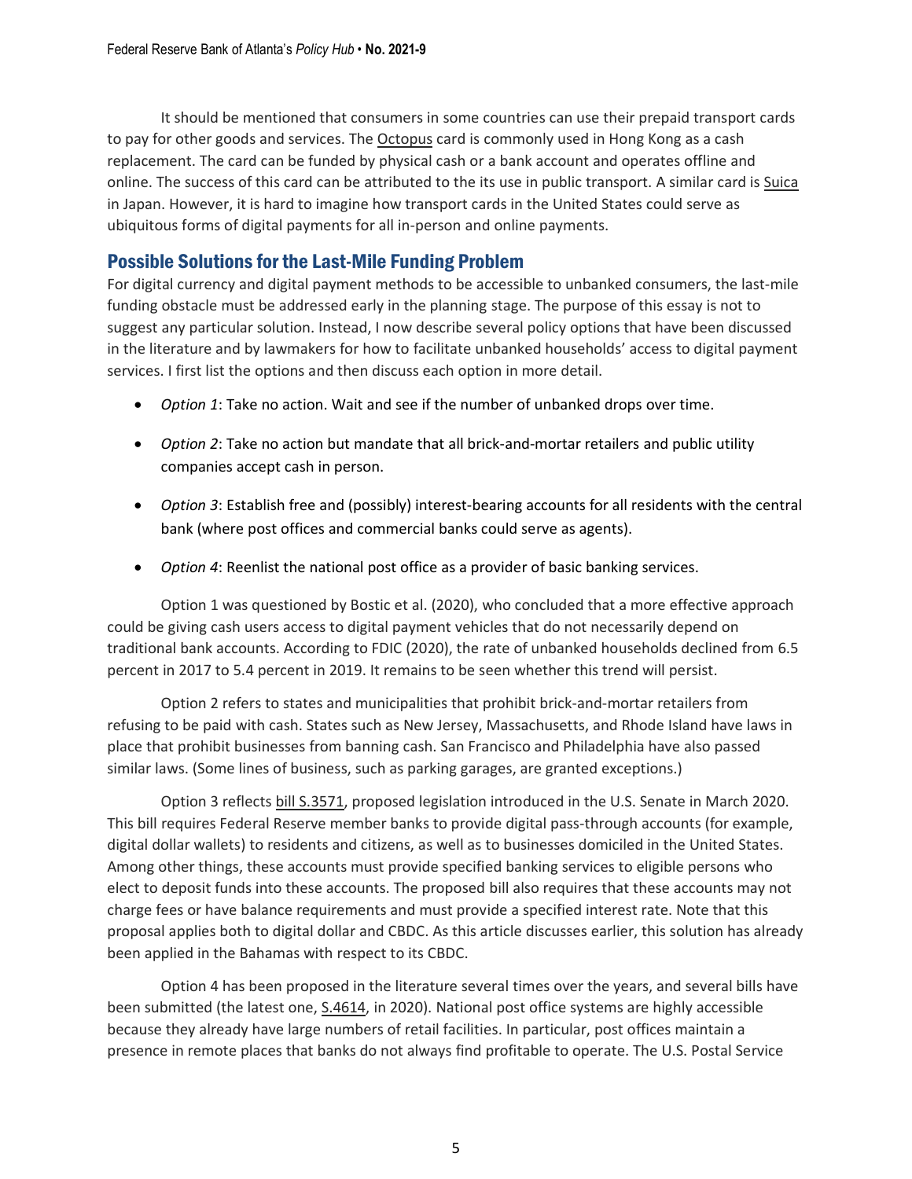It should be mentioned that consumers in some countries can use their prepaid transport cards to pay for other goods and services. The Octopus card is commonly used in Hong Kong as a cash replacement. The card can be funded by physical cash or a bank account and operates offline and online. The success of this card can be attributed to the its use in public transport. A similar card is Suica in Japan. However, it is hard to imagine how transport cards in the United States could serve as ubiquitous forms of digital payments for all in-person and online payments.

## Possible Solutions for the Last-Mile Funding Problem

For digital currency and digital payment methods to be accessible to unbanked consumers, the last-mile funding obstacle must be addressed early in the planning stage. The purpose of this essay is not to suggest any particular solution. Instead, I now describe several policy options that have been discussed in the literature and by lawmakers for how to facilitate unbanked households' access to digital payment services. I first list the options and then discuss each option in more detail.

- *Option 1*: Take no action. Wait and see if the number of unbanked drops over time.
- *Option 2*: Take no action but mandate that all brick-and-mortar retailers and public utility companies accept cash in person.
- *Option 3*: Establish free and (possibly) interest-bearing accounts for all residents with the central bank (where post offices and commercial banks could serve as agents).
- *Option 4*: Reenlist the national post office as a provider of basic banking services.

Option 1 was questioned by Bostic et al. (2020), who concluded that a more effective approach could be giving cash users access to digital payment vehicles that do not necessarily depend on traditional bank accounts. According to FDIC (2020), the rate of unbanked households declined from 6.5 percent in 2017 to 5.4 percent in 2019. It remains to be seen whether this trend will persist.

Option 2 refers to states and municipalities that prohibit brick-and-mortar retailers from refusing to be paid with cash. States such as New Jersey, Massachusetts, and Rhode Island have laws in place that prohibit businesses from banning cash. San Francisco and Philadelphia have also passed similar laws. (Some lines of business, such as parking garages, are granted exceptions.)

Option 3 reflects bill S.3571, proposed legislation introduced in the U.S. Senate in March 2020. This bill requires Federal Reserve member banks to provide digital pass-through accounts (for example, digital dollar wallets) to residents and citizens, as well as to businesses domiciled in the United States. Among other things, these accounts must provide specified banking services to eligible persons who elect to deposit funds into these accounts. The proposed bill also requires that these accounts may not charge fees or have balance requirements and must provide a specified interest rate. Note that this proposal applies both to digital dollar and CBDC. As this article discusses earlier, this solution has already been applied in the Bahamas with respect to its CBDC.

Option 4 has been proposed in the literature several times over the years, and several bills have been submitted (the latest one, S.4614, in 2020). National post office systems are highly accessible because they already have large numbers of retail facilities. In particular, post offices maintain a presence in remote places that banks do not always find profitable to operate. The U.S. Postal Service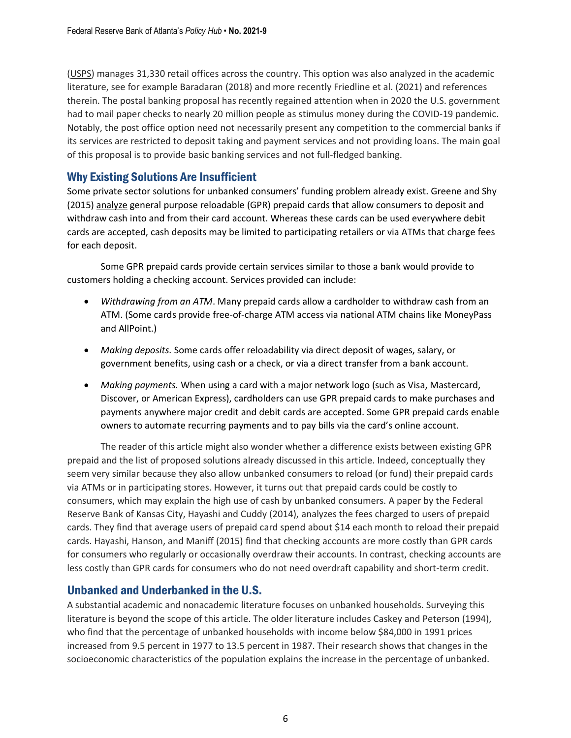(USPS) manages 31,330 retail offices across the country. This option was also analyzed in the academic literature, see for example Baradaran (2018) and more recently Friedline et al. (2021) and references therein. The postal banking proposal has recently regained attention when in 2020 the U.S. government had to mail paper checks to nearly 20 million people as stimulus money during the COVID-19 pandemic. Notably, the post office option need not necessarily present any competition to the commercial banks if its services are restricted to deposit taking and payment services and not providing loans. The main goal of this proposal is to provide basic banking services and not full-fledged banking.

## Why Existing Solutions Are Insufficient

Some private sector solutions for unbanked consumers' funding problem already exist. Greene and Shy (2015) analyze general purpose reloadable (GPR) prepaid cards that allow consumers to deposit and withdraw cash into and from their card account. Whereas these cards can be used everywhere debit cards are accepted, cash deposits may be limited to participating retailers or via ATMs that charge fees for each deposit.

Some GPR prepaid cards provide certain services similar to those a bank would provide to customers holding a checking account. Services provided can include:

- *Withdrawing from an ATM*. Many prepaid cards allow a cardholder to withdraw cash from an ATM. (Some cards provide free-of-charge ATM access via national ATM chains like MoneyPass and AllPoint.)
- *Making deposits.* Some cards offer reloadability via direct deposit of wages, salary, or government benefits, using cash or a check, or via a direct transfer from a bank account.
- *Making payments.* When using a card with a major network logo (such as Visa, Mastercard, Discover, or American Express), cardholders can use GPR prepaid cards to make purchases and payments anywhere major credit and debit cards are accepted. Some GPR prepaid cards enable owners to automate recurring payments and to pay bills via the card's online account.

The reader of this article might also wonder whether a difference exists between existing GPR prepaid and the list of proposed solutions already discussed in this article. Indeed, conceptually they seem very similar because they also allow unbanked consumers to reload (or fund) their prepaid cards via ATMs or in participating stores. However, it turns out that prepaid cards could be costly to consumers, which may explain the high use of cash by unbanked consumers. A paper by the Federal Reserve Bank of Kansas City, Hayashi and Cuddy (2014), analyzes the fees charged to users of prepaid cards. They find that average users of prepaid card spend about $14 each month to reload their prepaid cards. Hayashi, Hanson, and Maniff (2015) find that checking accounts are more costly than GPR cards for consumers who regularly or occasionally overdraw their accounts. In contrast, checking accounts are less costly than GPR cards for consumers who do not need overdraft capability and short-term credit.

## Unbanked and Underbanked in the U.S.

A substantial academic and nonacademic literature focuses on unbanked households. Surveying this literature is beyond the scope of this article. The older literature includes Caskey and Peterson (1994), who find that the percentage of unbanked households with income below $84,000 in 1991 prices increased from 9.5 percent in 1977 to 13.5 percent in 1987. Their research shows that changes in the socioeconomic characteristics of the population explains the increase in the percentage of unbanked.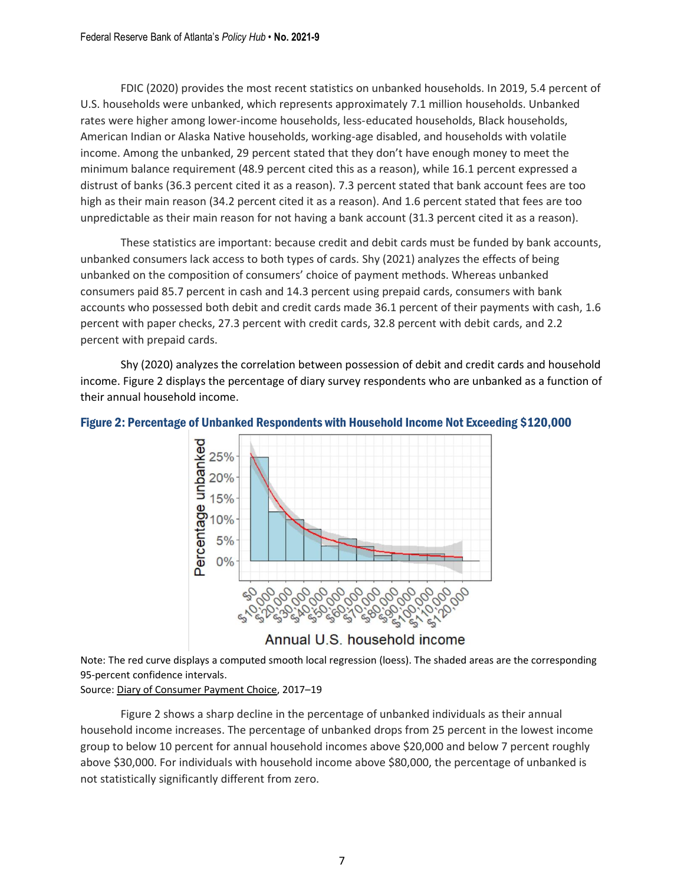FDIC (2020) provides the most recent statistics on unbanked households. In 2019, 5.4 percent of U.S. households were unbanked, which represents approximately 7.1 million households. Unbanked rates were higher among lower-income households, less-educated households, Black households, American Indian or Alaska Native households, working-age disabled, and households with volatile income. Among the unbanked, 29 percent stated that they don't have enough money to meet the minimum balance requirement (48.9 percent cited this as a reason), while 16.1 percent expressed a distrust of banks (36.3 percent cited it as a reason). 7.3 percent stated that bank account fees are too high as their main reason (34.2 percent cited it as a reason). And 1.6 percent stated that fees are too unpredictable as their main reason for not having a bank account (31.3 percent cited it as a reason).

These statistics are important: because credit and debit cards must be funded by bank accounts, unbanked consumers lack access to both types of cards. Shy (2021) analyzes the effects of being unbanked on the composition of consumers' choice of payment methods. Whereas unbanked consumers paid 85.7 percent in cash and 14.3 percent using prepaid cards, consumers with bank accounts who possessed both debit and credit cards made 36.1 percent of their payments with cash, 1.6 percent with paper checks, 27.3 percent with credit cards, 32.8 percent with debit cards, and 2.2 percent with prepaid cards.

Shy (2020) analyzes the correlation between possession of debit and credit cards and household income. Figure 2 displays the percentage of diary survey respondents who are unbanked as a function of their annual household income.

**Figure 2: Percentage of Unbanked Respondents with Household Income Not Exceeding $120,000**

Note: The red curve displays a computed smooth local regression (loess). The shaded areas are the corresponding 95-percent confidence intervals.
Source: Diary of Consumer Payment Choice, 2017–19

Figure 2 shows a sharp decline in the percentage of unbanked individuals as their annual household income increases. The percentage of unbanked drops from 25 percent in the lowest income group to below 10 percent for annual household incomes above $20,000 and below 7 percent roughly above $30,000. For individuals with household income above $80,000, the percentage of unbanked is not statistically significantly different from zero.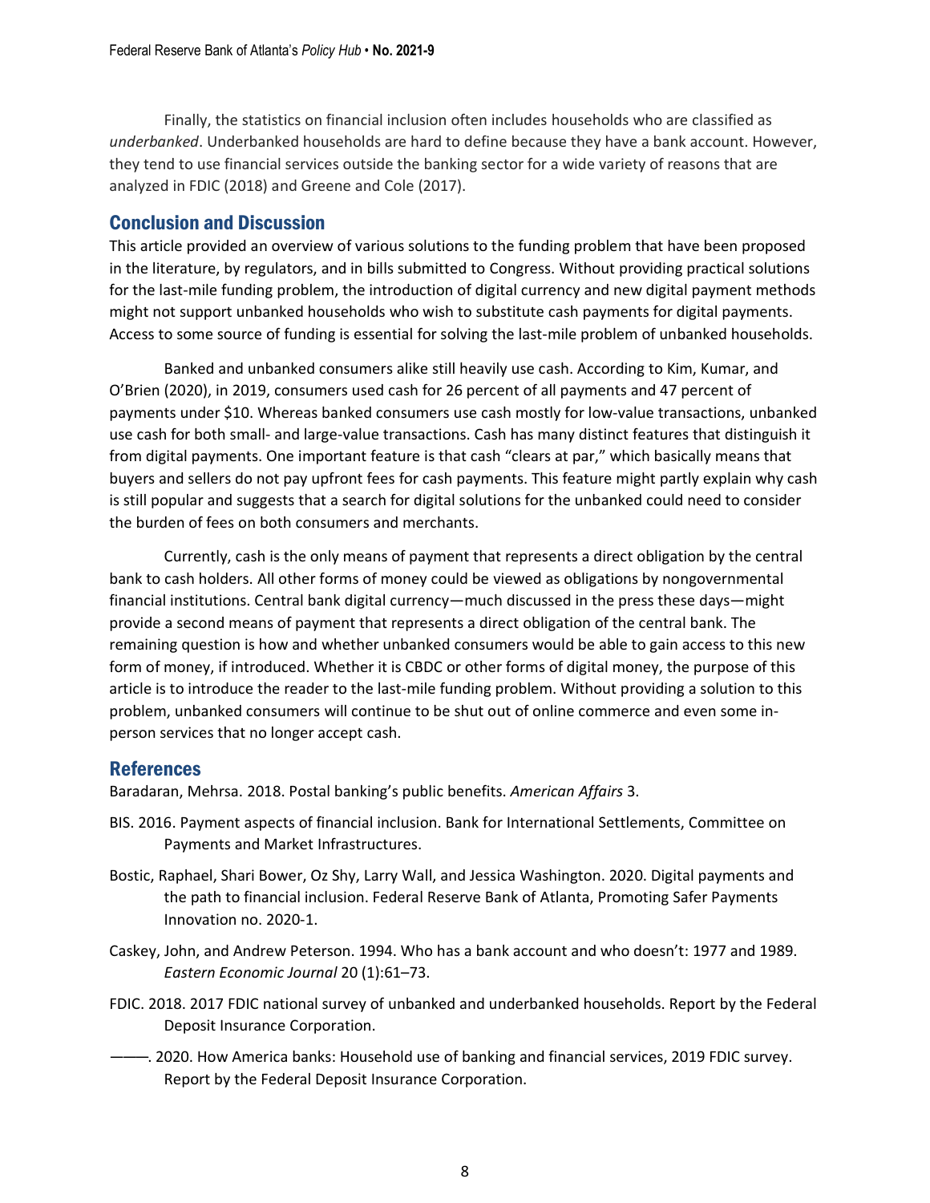Finally, the statistics on financial inclusion often includes households who are classified as *underbanked*. Underbanked households are hard to define because they have a bank account. However, they tend to use financial services outside the banking sector for a wide variety of reasons that are analyzed in FDIC (2018) and Greene and Cole (2017).

## Conclusion and Discussion

This article provided an overview of various solutions to the funding problem that have been proposed in the literature, by regulators, and in bills submitted to Congress. Without providing practical solutions for the last-mile funding problem, the introduction of digital currency and new digital payment methods might not support unbanked households who wish to substitute cash payments for digital payments. Access to some source of funding is essential for solving the last-mile problem of unbanked households.

Banked and unbanked consumers alike still heavily use cash. According to Kim, Kumar, and O'Brien (2020), in 2019, consumers used cash for 26 percent of all payments and 47 percent of payments under $10. Whereas banked consumers use cash mostly for low-value transactions, unbanked use cash for both small- and large-value transactions. Cash has many distinct features that distinguish it from digital payments. One important feature is that cash "clears at par," which basically means that buyers and sellers do not pay upfront fees for cash payments. This feature might partly explain why cash is still popular and suggests that a search for digital solutions for the unbanked could need to consider the burden of fees on both consumers and merchants.

Currently, cash is the only means of payment that represents a direct obligation by the central bank to cash holders. All other forms of money could be viewed as obligations by nongovernmental financial institutions. Central bank digital currency—much discussed in the press these days—might provide a second means of payment that represents a direct obligation of the central bank. The remaining question is how and whether unbanked consumers would be able to gain access to this new form of money, if introduced. Whether it is CBDC or other forms of digital money, the purpose of this article is to introduce the reader to the last-mile funding problem. Without providing a solution to this problem, unbanked consumers will continue to be shut out of online commerce and even some in-person services that no longer accept cash.

## References

Baradaran, Mehrsa. 2018. Postal banking's public benefits. *American Affairs* 3.

BIS. 2016. Payment aspects of financial inclusion. Bank for International Settlements, Committee on Payments and Market Infrastructures.

Bostic, Raphael, Shari Bower, Oz Shy, Larry Wall, and Jessica Washington. 2020. Digital payments and the path to financial inclusion. Federal Reserve Bank of Atlanta, Promoting Safer Payments Innovation no. 2020-1.

Caskey, John, and Andrew Peterson. 1994. Who has a bank account and who doesn't: 1977 and 1989. *Eastern Economic Journal* 20 (1):61–73.

FDIC. 2018. 2017 FDIC national survey of unbanked and underbanked households. Report by the Federal Deposit Insurance Corporation.

———. 2020. How America banks: Household use of banking and financial services, 2019 FDIC survey. Report by the Federal Deposit Insurance Corporation.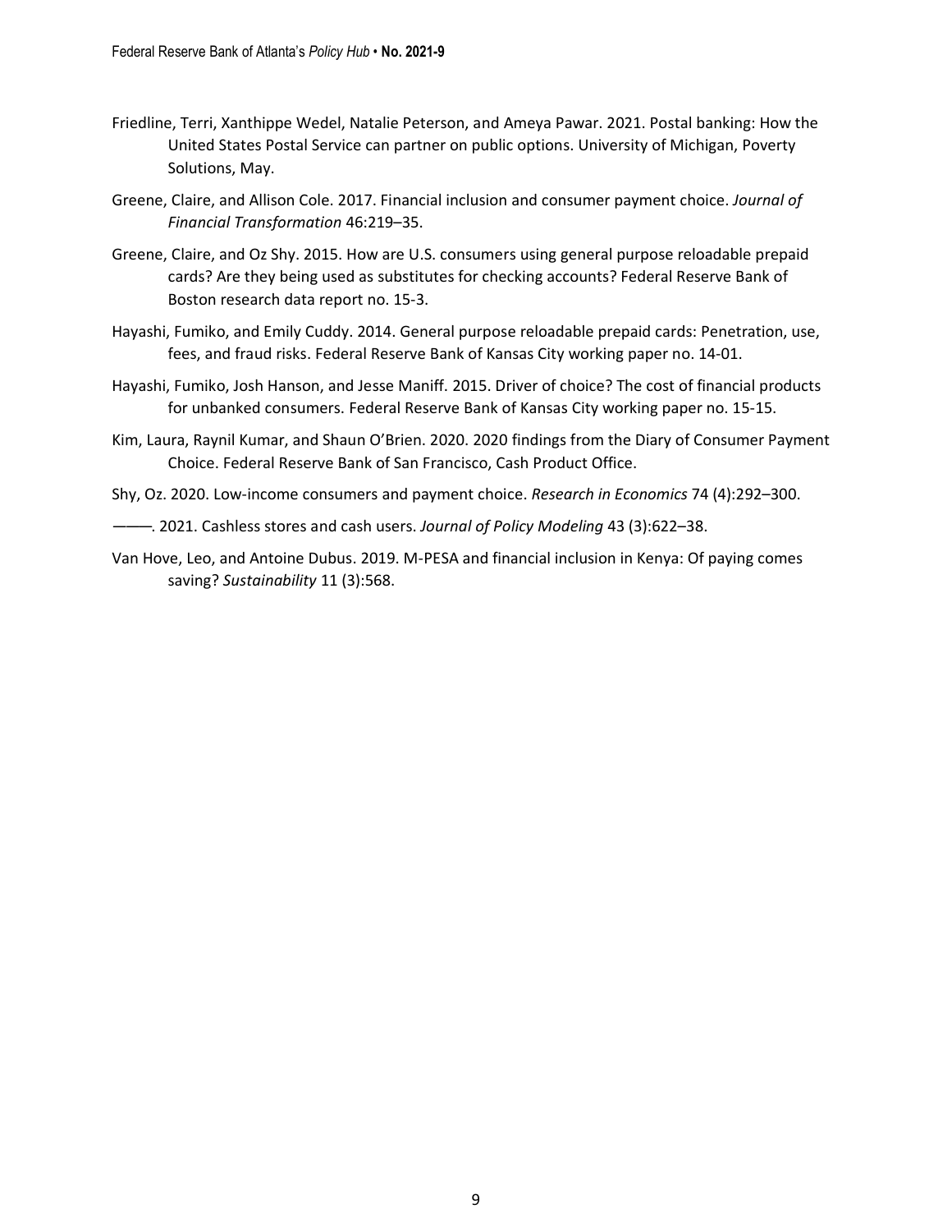Friedline, Terri, Xanthippe Wedel, Natalie Peterson, and Ameya Pawar. 2021. Postal banking: How the United States Postal Service can partner on public options. University of Michigan, Poverty Solutions, May.

Greene, Claire, and Allison Cole. 2017. Financial inclusion and consumer payment choice. *Journal of Financial Transformation* 46:219–35.

Greene, Claire, and Oz Shy. 2015. How are U.S. consumers using general purpose reloadable prepaid cards? Are they being used as substitutes for checking accounts? Federal Reserve Bank of Boston research data report no. 15-3.

Hayashi, Fumiko, and Emily Cuddy. 2014. General purpose reloadable prepaid cards: Penetration, use, fees, and fraud risks. Federal Reserve Bank of Kansas City working paper no. 14-01.

Hayashi, Fumiko, Josh Hanson, and Jesse Maniff. 2015. Driver of choice? The cost of financial products for unbanked consumers. Federal Reserve Bank of Kansas City working paper no. 15-15.

Kim, Laura, Raynil Kumar, and Shaun O'Brien. 2020. 2020 findings from the Diary of Consumer Payment Choice. Federal Reserve Bank of San Francisco, Cash Product Office.

Shy, Oz. 2020. Low-income consumers and payment choice. *Research in Economics* 74 (4):292–300.

———. 2021. Cashless stores and cash users. *Journal of Policy Modeling* 43 (3):622–38.

Van Hove, Leo, and Antoine Dubus. 2019. M-PESA and financial inclusion in Kenya: Of paying comes saving? *Sustainability* 11 (3):568.